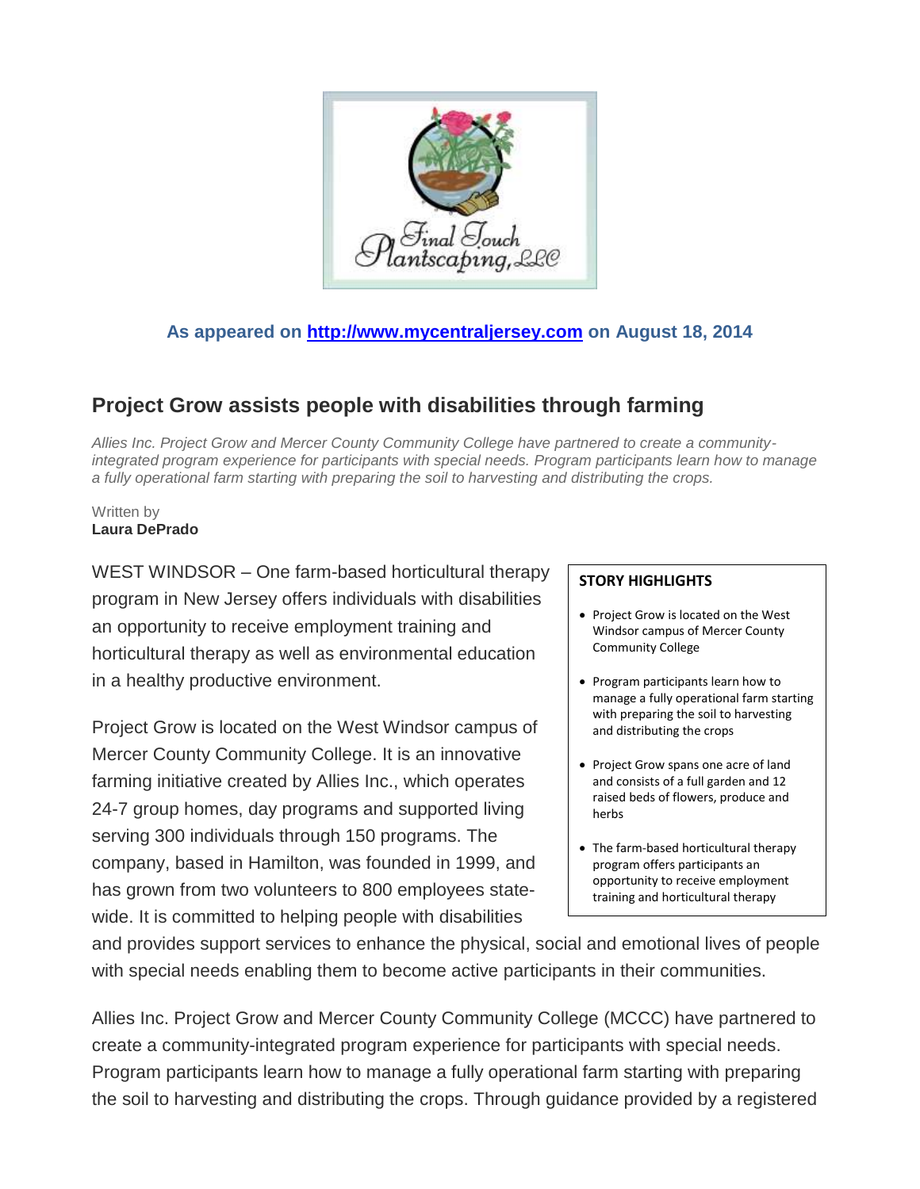**As appeared on [http://www.mycentraljersey.com](http://www.mycentraljersey.com) on August 18, 2014**

## Project Grow assists people with disabilities through farming

*Allies Inc. Project Grow and Mercer County Community College have partnered to create a community-integrated program experience for participants with special needs. Program participants learn how to manage a fully operational farm starting with preparing the soil to harvesting and distributing the crops.*

Written by
**Laura DePrado**

> **STORY HIGHLIGHTS**
>
> - Project Grow is located on the West Windsor campus of Mercer County Community College
> - Program participants learn how to manage a fully operational farm starting with preparing the soil to harvesting and distributing the crops
> - Project Grow spans one acre of land and consists of a full garden and 12 raised beds of flowers, produce and herbs
> - The farm-based horticultural therapy program offers participants an opportunity to receive employment training and horticultural therapy

WEST WINDSOR – One farm-based horticultural therapy program in New Jersey offers individuals with disabilities an opportunity to receive employment training and horticultural therapy as well as environmental education in a healthy productive environment.

Project Grow is located on the West Windsor campus of Mercer County Community College. It is an innovative farming initiative created by Allies Inc., which operates 24-7 group homes, day programs and supported living serving 300 individuals through 150 programs. The company, based in Hamilton, was founded in 1999, and has grown from two volunteers to 800 employees state-wide. It is committed to helping people with disabilities and provides support services to enhance the physical, social and emotional lives of people with special needs enabling them to become active participants in their communities.

Allies Inc. Project Grow and Mercer County Community College (MCCC) have partnered to create a community-integrated program experience for participants with special needs. Program participants learn how to manage a fully operational farm starting with preparing the soil to harvesting and distributing the crops. Through guidance provided by a registered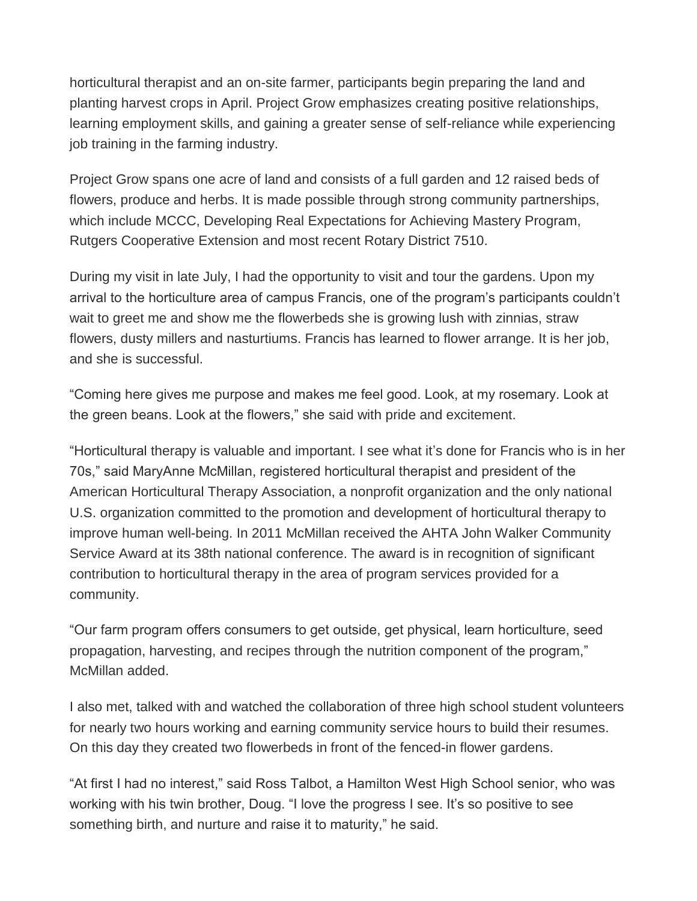horticultural therapist and an on-site farmer, participants begin preparing the land and planting harvest crops in April. Project Grow emphasizes creating positive relationships, learning employment skills, and gaining a greater sense of self-reliance while experiencing job training in the farming industry.

Project Grow spans one acre of land and consists of a full garden and 12 raised beds of flowers, produce and herbs. It is made possible through strong community partnerships, which include MCCC, Developing Real Expectations for Achieving Mastery Program, Rutgers Cooperative Extension and most recent Rotary District 7510.

During my visit in late July, I had the opportunity to visit and tour the gardens. Upon my arrival to the horticulture area of campus Francis, one of the program's participants couldn't wait to greet me and show me the flowerbeds she is growing lush with zinnias, straw flowers, dusty millers and nasturtiums. Francis has learned to flower arrange. It is her job, and she is successful.

"Coming here gives me purpose and makes me feel good. Look, at my rosemary. Look at the green beans. Look at the flowers," she said with pride and excitement.

"Horticultural therapy is valuable and important. I see what it's done for Francis who is in her 70s," said MaryAnne McMillan, registered horticultural therapist and president of the American Horticultural Therapy Association, a nonprofit organization and the only national U.S. organization committed to the promotion and development of horticultural therapy to improve human well-being. In 2011 McMillan received the AHTA John Walker Community Service Award at its 38th national conference. The award is in recognition of significant contribution to horticultural therapy in the area of program services provided for a community.

"Our farm program offers consumers to get outside, get physical, learn horticulture, seed propagation, harvesting, and recipes through the nutrition component of the program," McMillan added.

I also met, talked with and watched the collaboration of three high school student volunteers for nearly two hours working and earning community service hours to build their resumes. On this day they created two flowerbeds in front of the fenced-in flower gardens.

"At first I had no interest," said Ross Talbot, a Hamilton West High School senior, who was working with his twin brother, Doug. "I love the progress I see. It's so positive to see something birth, and nurture and raise it to maturity," he said.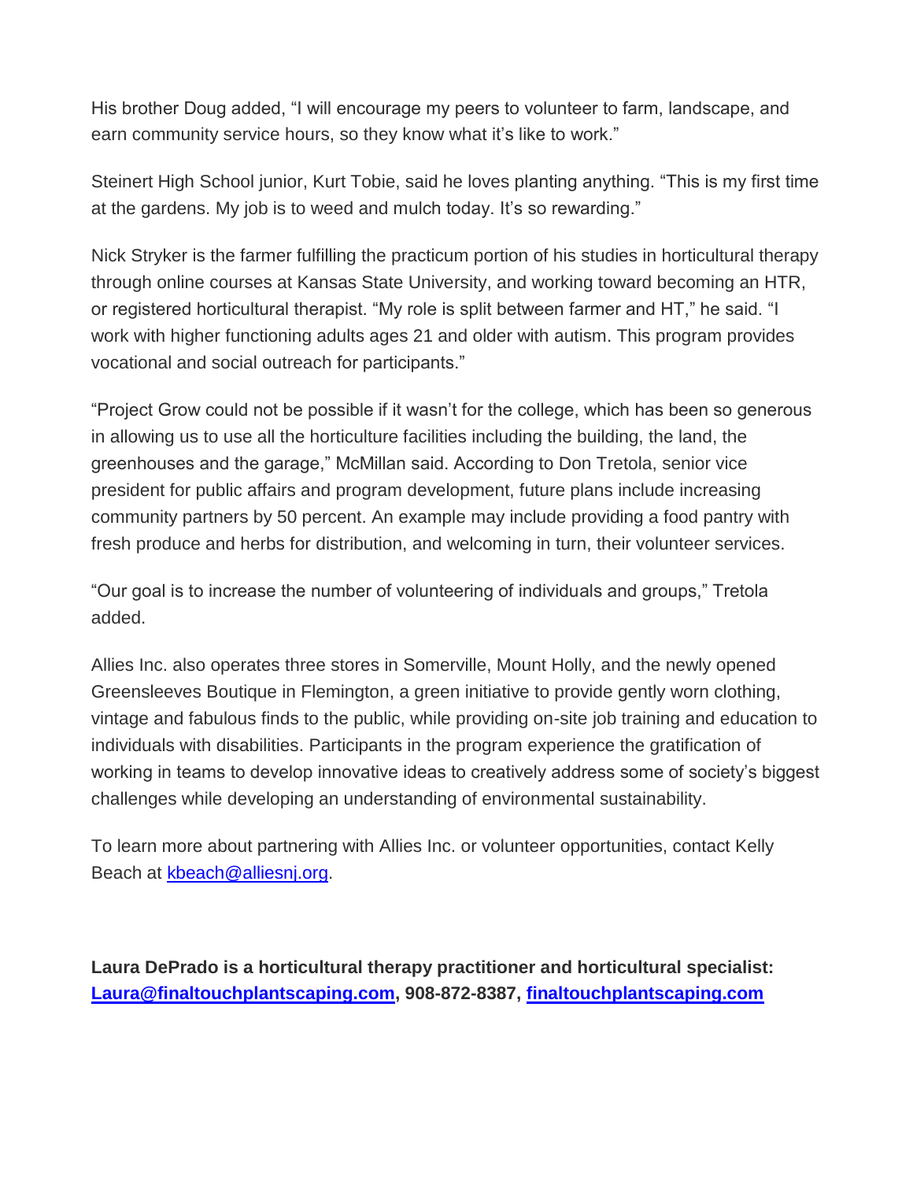His brother Doug added, “I will encourage my peers to volunteer to farm, landscape, and earn community service hours, so they know what it’s like to work.”

Steinert High School junior, Kurt Tobie, said he loves planting anything. “This is my first time at the gardens. My job is to weed and mulch today. It’s so rewarding.”

Nick Stryker is the farmer fulfilling the practicum portion of his studies in horticultural therapy through online courses at Kansas State University, and working toward becoming an HTR, or registered horticultural therapist. “My role is split between farmer and HT,” he said. “I work with higher functioning adults ages 21 and older with autism. This program provides vocational and social outreach for participants.”

“Project Grow could not be possible if it wasn’t for the college, which has been so generous in allowing us to use all the horticulture facilities including the building, the land, the greenhouses and the garage,” McMillan said. According to Don Tretola, senior vice president for public affairs and program development, future plans include increasing community partners by 50 percent. An example may include providing a food pantry with fresh produce and herbs for distribution, and welcoming in turn, their volunteer services.

“Our goal is to increase the number of volunteering of individuals and groups,” Tretola added.

Allies Inc. also operates three stores in Somerville, Mount Holly, and the newly opened Greensleeves Boutique in Flemington, a green initiative to provide gently worn clothing, vintage and fabulous finds to the public, while providing on-site job training and education to individuals with disabilities. Participants in the program experience the gratification of working in teams to develop innovative ideas to creatively address some of society’s biggest challenges while developing an understanding of environmental sustainability.

To learn more about partnering with Allies Inc. or volunteer opportunities, contact Kelly Beach at kbeach@alliesnj.org.

**Laura DePrado is a horticultural therapy practitioner and horticultural specialist: Laura@finaltouchplantscaping.com, 908-872-8387, finaltouchplantscaping.com**